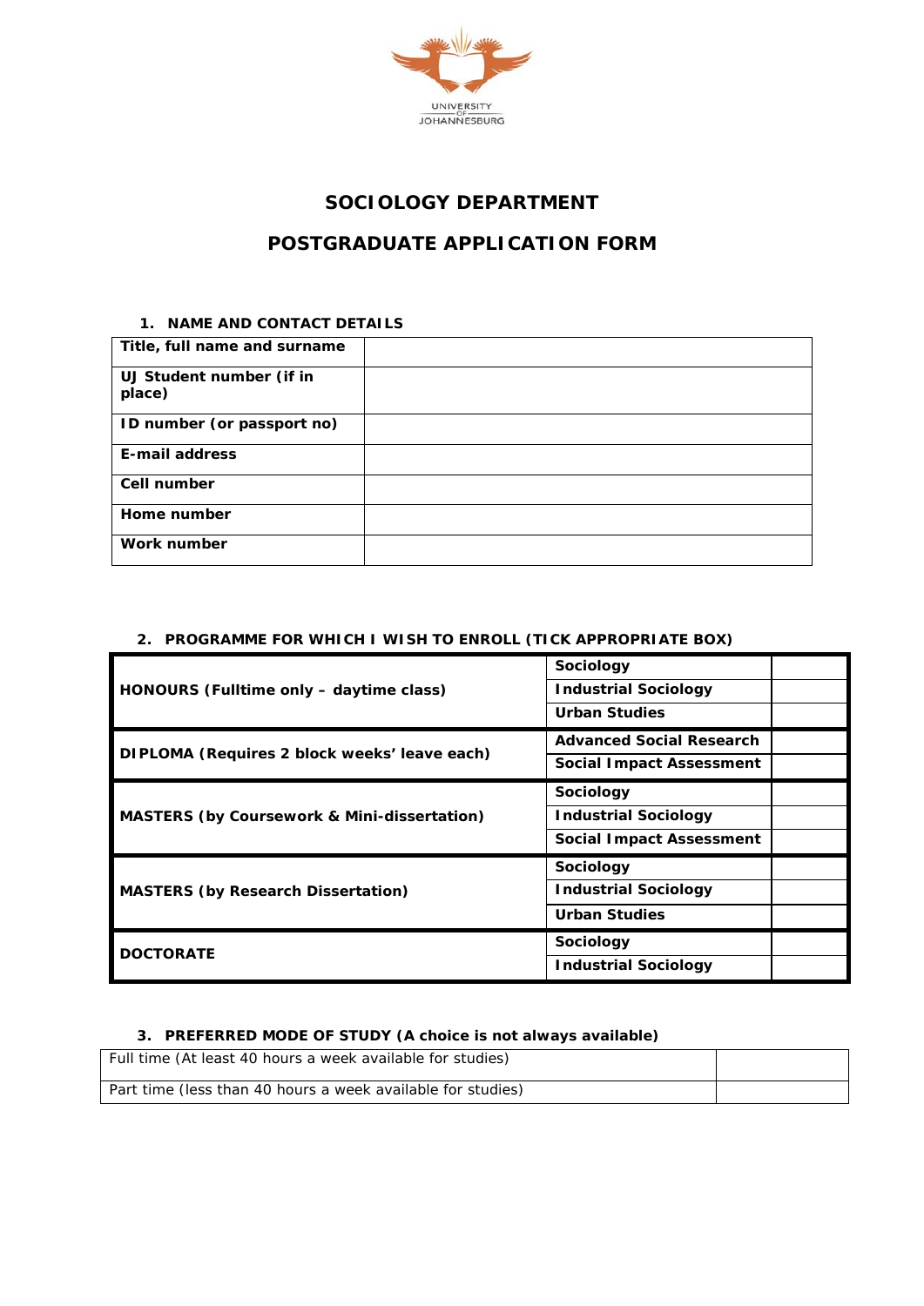UNIVERSITY OF JOHANNESBURG

# SOCIOLOGY DEPARTMENT

# POSTGRADUATE APPLICATION FORM

## 1. NAME AND CONTACT DETAILS

| | |
|---|---|
| **Title, full name and surname** | |
| **UJ Student number (if in place)** | |
| **ID number (or passport no)** | |
| **E-mail address** | |
| **Cell number** | |
| **Home number** | |
| **Work number** | |

## 2. PROGRAMME FOR WHICH I WISH TO ENROLL (TICK APPROPRIATE BOX)

| | | |
|---|---|---|
| **HONOURS (Fulltime only – daytime class)** | **Sociology** | |
| | **Industrial Sociology** | |
| | **Urban Studies** | |
| **DIPLOMA (Requires 2 block weeks' leave each)** | **Advanced Social Research** | |
| | **Social Impact Assessment** | |
| **MASTERS (by Coursework & Mini-dissertation)** | **Sociology** | |
| | **Industrial Sociology** | |
| | **Social Impact Assessment** | |
| **MASTERS (by Research Dissertation)** | **Sociology** | |
| | **Industrial Sociology** | |
| | **Urban Studies** | |
| **DOCTORATE** | **Sociology** | |
| | **Industrial Sociology** | |

## 3. PREFERRED MODE OF STUDY (A choice is not always available)

| | |
|---|---|
| Full time (At least 40 hours a week available for studies) | |
| Part time (less than 40 hours a week available for studies) | |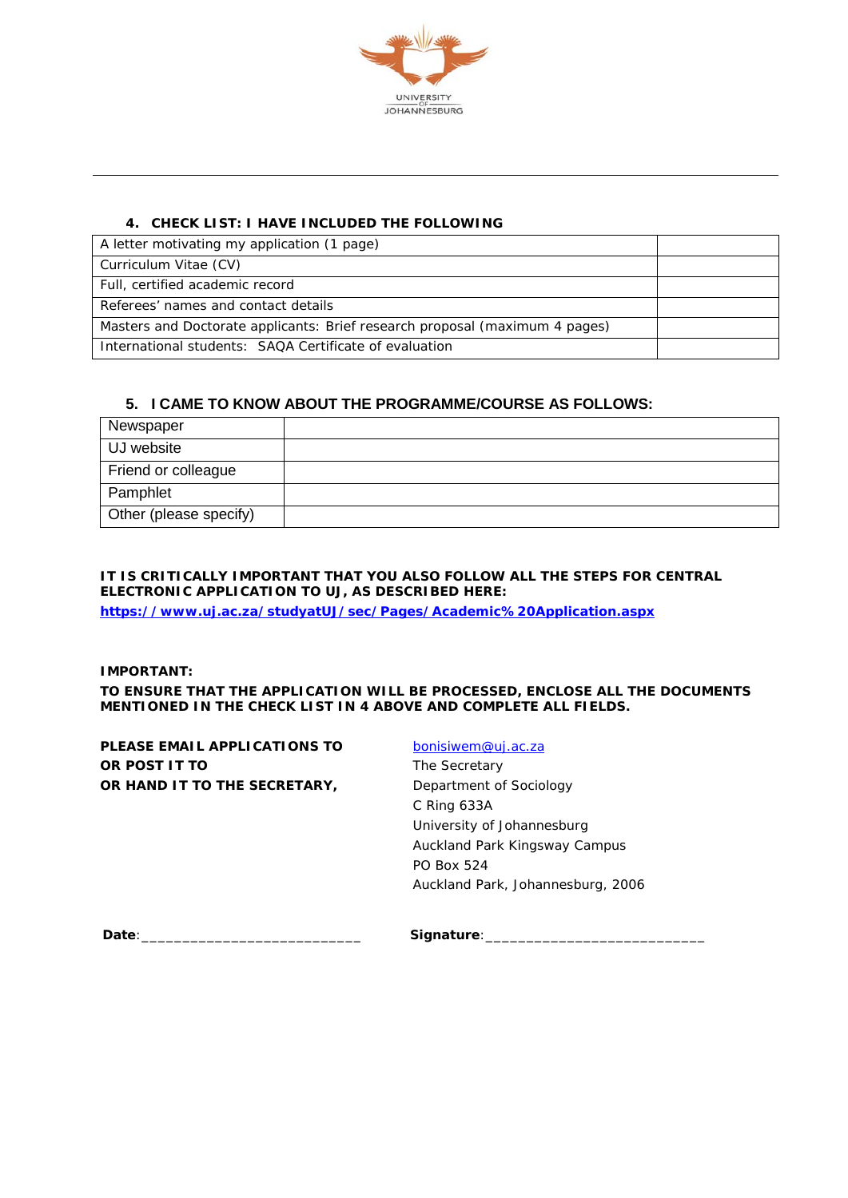UNIVERSITY OF JOHANNESBURG

### 4. CHECK LIST: I HAVE INCLUDED THE FOLLOWING

| | |
|---|---|
| A letter motivating my application (1 page) | |
| Curriculum Vitae (CV) | |
| Full, certified academic record | |
| Referees' names and contact details | |
| Masters and Doctorate applicants: Brief research proposal (maximum 4 pages) | |
| International students: SAQA Certificate of evaluation | |

### 5. I CAME TO KNOW ABOUT THE PROGRAMME/COURSE AS FOLLOWS:

| | |
|---|---|
| Newspaper | |
| UJ website | |
| Friend or colleague | |
| Pamphlet | |
| Other (please specify) | |

**IT IS CRITICALLY IMPORTANT THAT YOU ALSO FOLLOW ALL THE STEPS FOR CENTRAL ELECTRONIC APPLICATION TO UJ, AS DESCRIBED HERE:**
**https://www.uj.ac.za/studyatUJ/sec/Pages/Academic%20Application.aspx**

**IMPORTANT:**

**TO ENSURE THAT THE APPLICATION WILL BE PROCESSED, ENCLOSE ALL THE DOCUMENTS MENTIONED IN THE CHECK LIST IN 4 ABOVE AND COMPLETE ALL FIELDS.**

**PLEASE EMAIL APPLICATIONS TO** bonisiwem@uj.ac.za
**OR POST IT TO**
**OR HAND IT TO THE SECRETARY,**

The Secretary
Department of Sociology
C Ring 633A
University of Johannesburg
Auckland Park Kingsway Campus
PO Box 524
Auckland Park, Johannesburg, 2006

**Date**:___________________________ **Signature**:___________________________